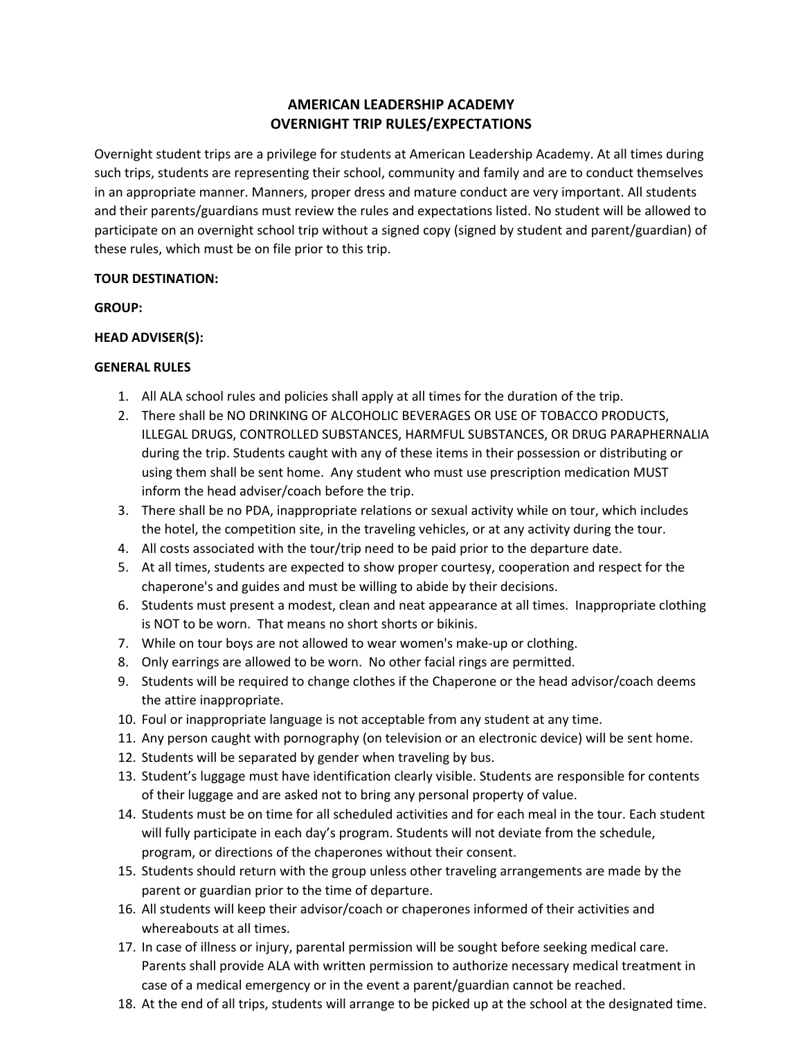# AMERICAN LEADERSHIP ACADEMY
# OVERNIGHT TRIP RULES/EXPECTATIONS

Overnight student trips are a privilege for students at American Leadership Academy. At all times during such trips, students are representing their school, community and family and are to conduct themselves in an appropriate manner. Manners, proper dress and mature conduct are very important. All students and their parents/guardians must review the rules and expectations listed. No student will be allowed to participate on an overnight school trip without a signed copy (signed by student and parent/guardian) of these rules, which must be on file prior to this trip.

**TOUR DESTINATION:**

**GROUP:**

**HEAD ADVISER(S):**

**GENERAL RULES**

1. All ALA school rules and policies shall apply at all times for the duration of the trip.
2. There shall be NO DRINKING OF ALCOHOLIC BEVERAGES OR USE OF TOBACCO PRODUCTS, ILLEGAL DRUGS, CONTROLLED SUBSTANCES, HARMFUL SUBSTANCES, OR DRUG PARAPHERNALIA during the trip. Students caught with any of these items in their possession or distributing or using them shall be sent home. Any student who must use prescription medication MUST inform the head adviser/coach before the trip.
3. There shall be no PDA, inappropriate relations or sexual activity while on tour, which includes the hotel, the competition site, in the traveling vehicles, or at any activity during the tour.
4. All costs associated with the tour/trip need to be paid prior to the departure date.
5. At all times, students are expected to show proper courtesy, cooperation and respect for the chaperone's and guides and must be willing to abide by their decisions.
6. Students must present a modest, clean and neat appearance at all times. Inappropriate clothing is NOT to be worn. That means no short shorts or bikinis.
7. While on tour boys are not allowed to wear women's make-up or clothing.
8. Only earrings are allowed to be worn. No other facial rings are permitted.
9. Students will be required to change clothes if the Chaperone or the head advisor/coach deems the attire inappropriate.
10. Foul or inappropriate language is not acceptable from any student at any time.
11. Any person caught with pornography (on television or an electronic device) will be sent home.
12. Students will be separated by gender when traveling by bus.
13. Student's luggage must have identification clearly visible. Students are responsible for contents of their luggage and are asked not to bring any personal property of value.
14. Students must be on time for all scheduled activities and for each meal in the tour. Each student will fully participate in each day's program. Students will not deviate from the schedule, program, or directions of the chaperones without their consent.
15. Students should return with the group unless other traveling arrangements are made by the parent or guardian prior to the time of departure.
16. All students will keep their advisor/coach or chaperones informed of their activities and whereabouts at all times.
17. In case of illness or injury, parental permission will be sought before seeking medical care. Parents shall provide ALA with written permission to authorize necessary medical treatment in case of a medical emergency or in the event a parent/guardian cannot be reached.
18. At the end of all trips, students will arrange to be picked up at the school at the designated time.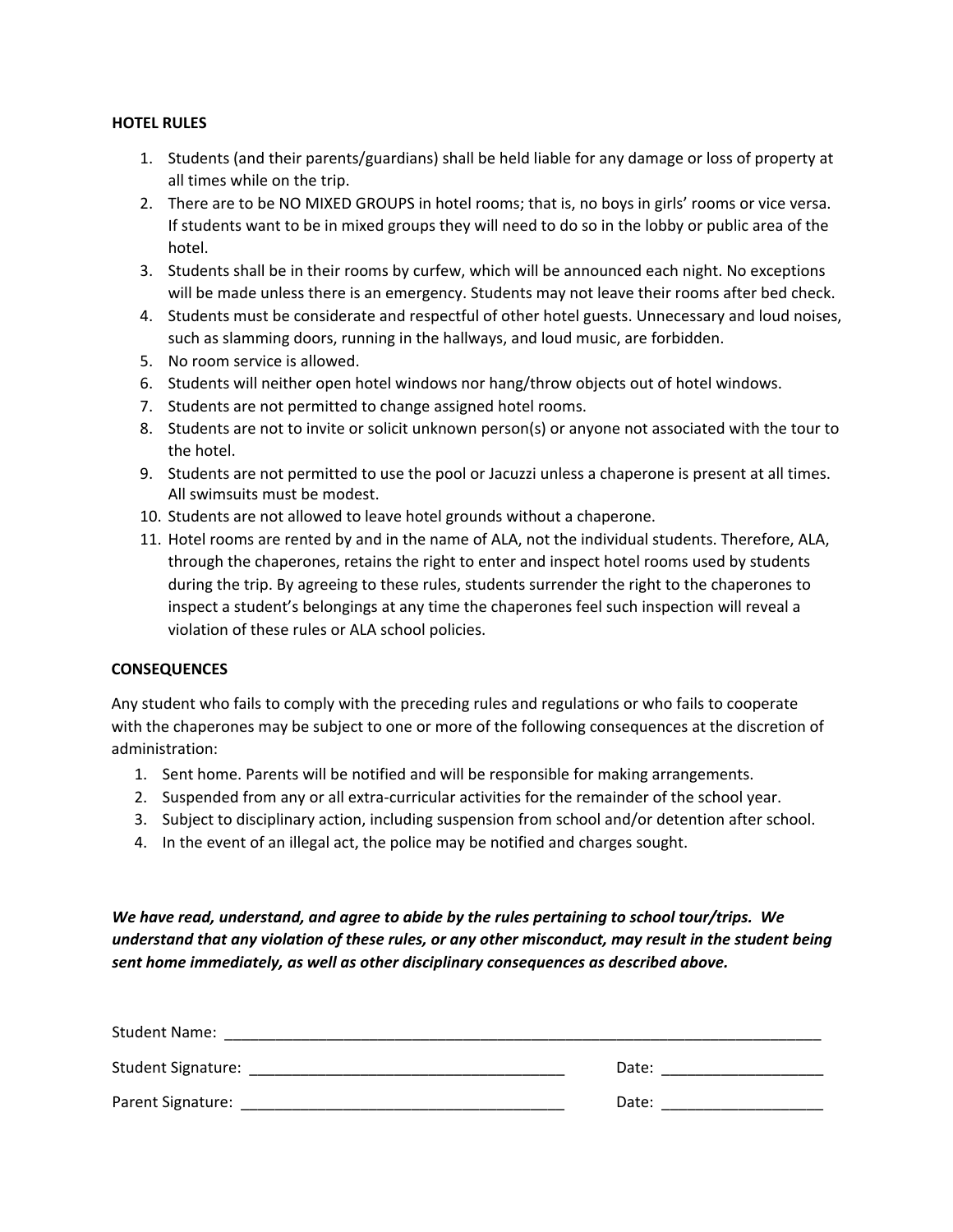**HOTEL RULES**

1. Students (and their parents/guardians) shall be held liable for any damage or loss of property at all times while on the trip.
2. There are to be NO MIXED GROUPS in hotel rooms; that is, no boys in girls' rooms or vice versa. If students want to be in mixed groups they will need to do so in the lobby or public area of the hotel.
3. Students shall be in their rooms by curfew, which will be announced each night. No exceptions will be made unless there is an emergency. Students may not leave their rooms after bed check.
4. Students must be considerate and respectful of other hotel guests. Unnecessary and loud noises, such as slamming doors, running in the hallways, and loud music, are forbidden.
5. No room service is allowed.
6. Students will neither open hotel windows nor hang/throw objects out of hotel windows.
7. Students are not permitted to change assigned hotel rooms.
8. Students are not to invite or solicit unknown person(s) or anyone not associated with the tour to the hotel.
9. Students are not permitted to use the pool or Jacuzzi unless a chaperone is present at all times. All swimsuits must be modest.
10. Students are not allowed to leave hotel grounds without a chaperone.
11. Hotel rooms are rented by and in the name of ALA, not the individual students. Therefore, ALA, through the chaperones, retains the right to enter and inspect hotel rooms used by students during the trip. By agreeing to these rules, students surrender the right to the chaperones to inspect a student's belongings at any time the chaperones feel such inspection will reveal a violation of these rules or ALA school policies.

**CONSEQUENCES**

Any student who fails to comply with the preceding rules and regulations or who fails to cooperate with the chaperones may be subject to one or more of the following consequences at the discretion of administration:

1. Sent home. Parents will be notified and will be responsible for making arrangements.
2. Suspended from any or all extra-curricular activities for the remainder of the school year.
3. Subject to disciplinary action, including suspension from school and/or detention after school.
4. In the event of an illegal act, the police may be notified and charges sought.

***We have read, understand, and agree to abide by the rules pertaining to school tour/trips. We understand that any violation of these rules, or any other misconduct, may result in the student being sent home immediately, as well as other disciplinary consequences as described above.***

Student Name: ___________________________________________________________________________

Student Signature: _______________________________________ Date: ____________________

Parent Signature: ________________________________________ Date: ____________________